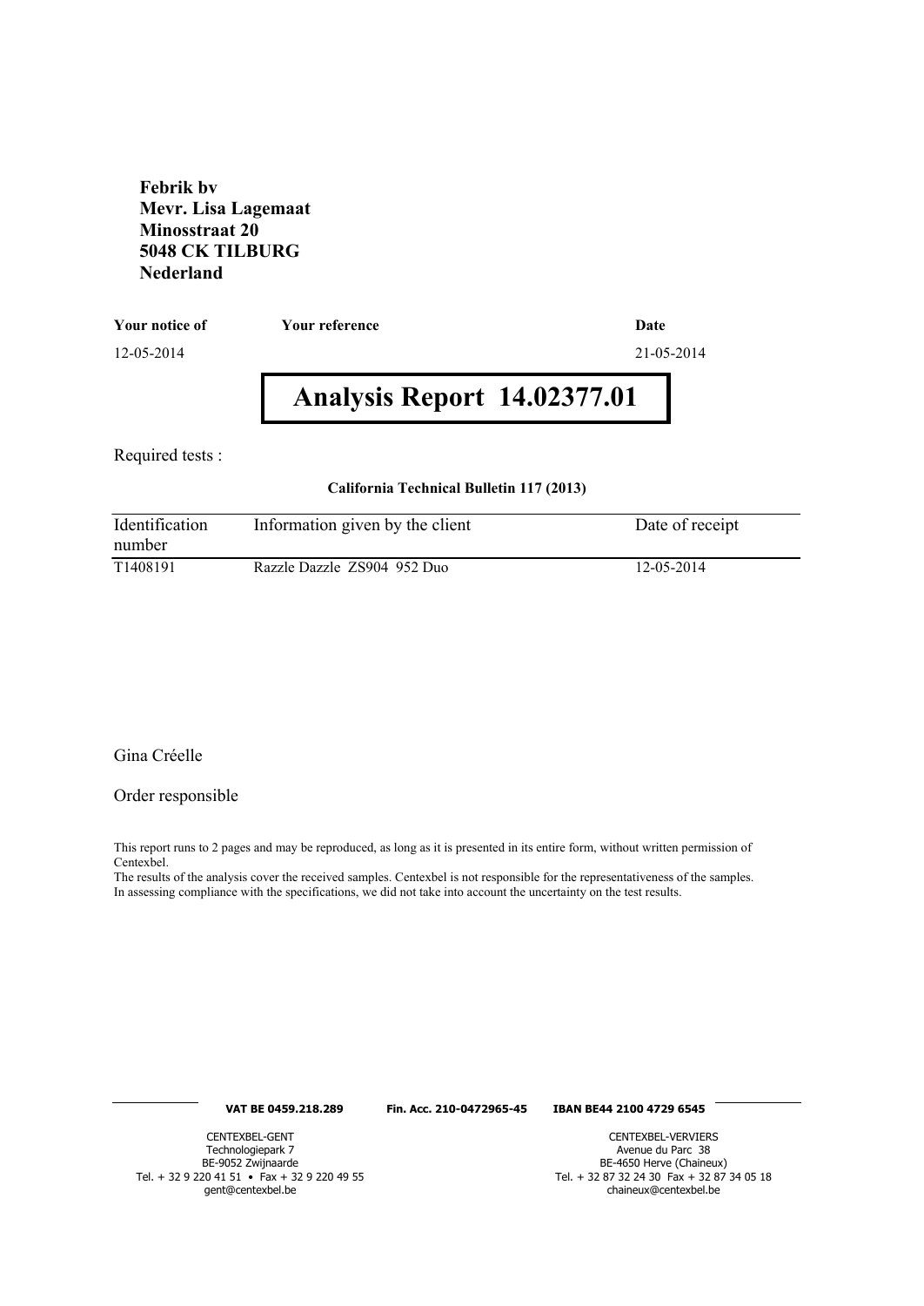**Febrik bv**
**Mevr. Lisa Lagemaat**
**Minosstraat 20**
**5048 CK TILBURG**
**Nederland**

| **Your notice of** | **Your reference** | **Date** |
|---|---|---|
| 12-05-2014 | | 21-05-2014 |

# Analysis Report 14.02377.01

Required tests :

**California Technical Bulletin 117 (2013)**

| Identification number | Information given by the client | Date of receipt |
|---|---|---|
| T1408191 | Razzle Dazzle ZS904 952 Duo | 12-05-2014 |

Gina Créelle

Order responsible

This report runs to 2 pages and may be reproduced, as long as it is presented in its entire form, without written permission of Centexbel.
The results of the analysis cover the received samples. Centexbel is not responsible for the representativeness of the samples.
In assessing compliance with the specifications, we did not take into account the uncertainty on the test results.

**VAT BE 0459.218.289** **Fin. Acc. 210-0472965-45** **IBAN BE44 2100 4729 6545**

CENTEXBEL-GENT
Technologiepark 7
BE-9052 Zwijnaarde
Tel. + 32 9 220 41 51 • Fax + 32 9 220 49 55
gent@centexbel.be

CENTEXBEL-VERVIERS
Avenue du Parc 38
BE-4650 Herve (Chaineux)
Tel. + 32 87 32 24 30 Fax + 32 87 34 05 18
chaineux@centexbel.be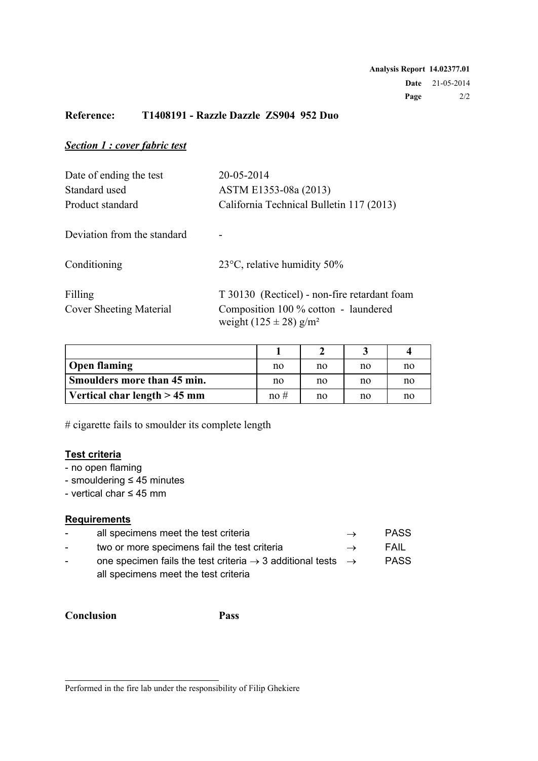Analysis Report 14.02377.01
Date 21-05-2014

**Reference: T1408191 - Razzle Dazzle ZS904 952 Duo**

***Section 1 : cover fabric test***

| | |
|---|---|
| Date of ending the test | 20-05-2014 |
| Standard used | ASTM E1353-08a (2013) |
| Product standard | California Technical Bulletin 117 (2013) |
| Deviation from the standard | - |
| Conditioning | 23°C, relative humidity 50% |
| Filling | T 30130 (Recticel) - non-fire retardant foam |
| Cover Sheeting Material | Composition 100 % cotton - laundered weight (125 ± 28) g/m² |

| | 1 | 2 | 3 | 4 |
|---|---|---|---|---|
| **Open flaming** | no | no | no | no |
| **Smoulders more than 45 min.** | no | no | no | no |
| **Vertical char length > 45 mm** | no # | no | no | no |

# cigarette fails to smoulder its complete length

**Test criteria**

- no open flaming
- smouldering ≤ 45 minutes
- vertical char ≤ 45 mm

**Requirements**

- all specimens meet the test criteria → PASS
- two or more specimens fail the test criteria → FAIL
- one specimen fails the test criteria → 3 additional tests → PASS
  all specimens meet the test criteria

**Conclusion** **Pass**

Performed in the fire lab under the responsibility of Filip Ghekiere